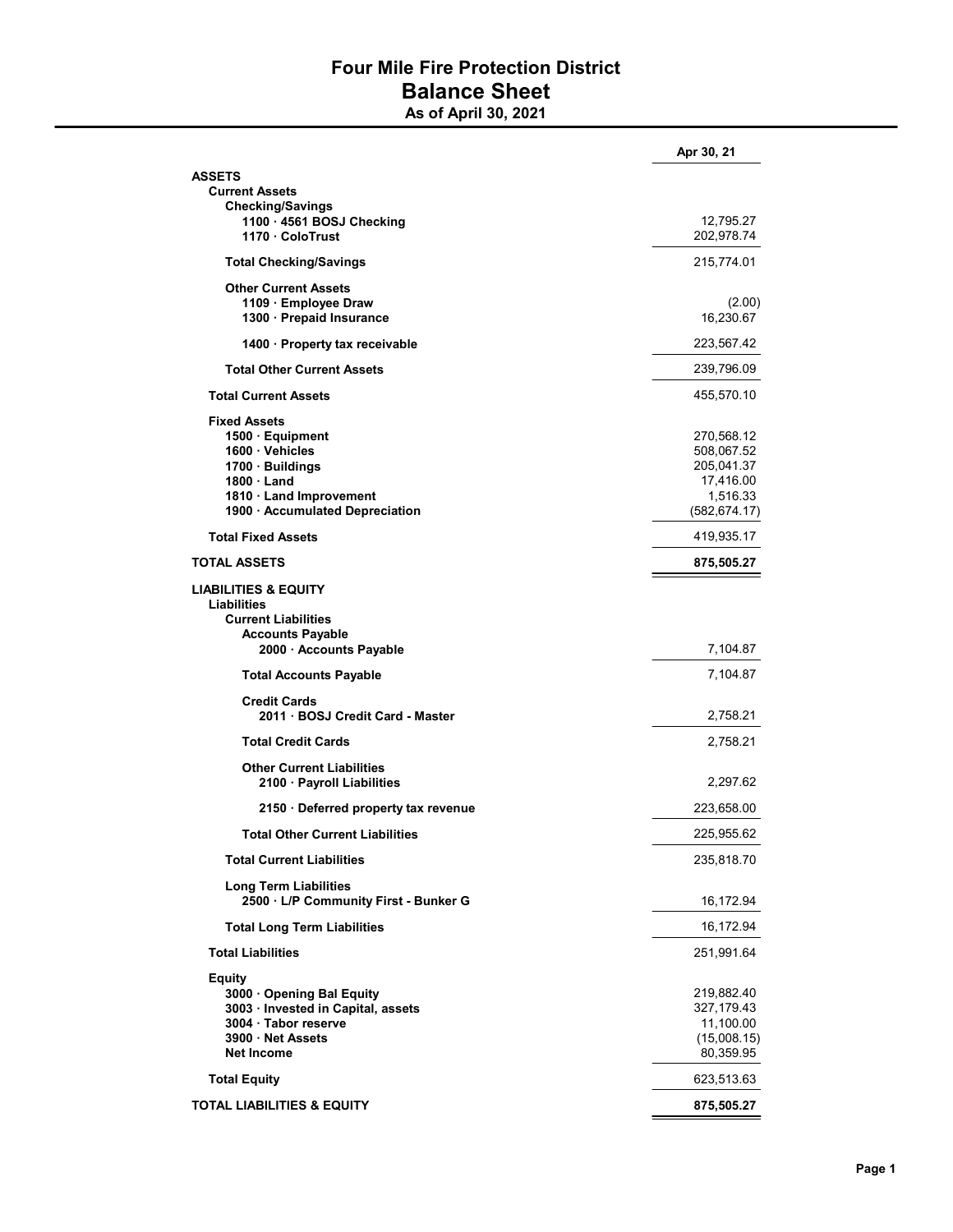# Four Mile Fire Protection District
## Balance Sheet
### As of April 30, 2021

| | Apr 30, 21 |
|---|---|
| **ASSETS** | |
| **Current Assets** | |
| **Checking/Savings** | |
| **1100 · 4561 BOSJ Checking** | 12,795.27 |
| **1170 · ColoTrust** | 202,978.74 |
| **Total Checking/Savings** | 215,774.01 |
| **Other Current Assets** | |
| **1109 · Employee Draw** | (2.00) |
| **1300 · Prepaid Insurance** | 16,230.67 |
| **1400 · Property tax receivable** | 223,567.42 |
| **Total Other Current Assets** | 239,796.09 |
| **Total Current Assets** | 455,570.10 |
| **Fixed Assets** | |
| **1500 · Equipment** | 270,568.12 |
| **1600 · Vehicles** | 508,067.52 |
| **1700 · Buildings** | 205,041.37 |
| **1800 · Land** | 17,416.00 |
| **1810 · Land Improvement** | 1,516.33 |
| **1900 · Accumulated Depreciation** | (582,674.17) |
| **Total Fixed Assets** | 419,935.17 |
| **TOTAL ASSETS** | **875,505.27** |
| **LIABILITIES & EQUITY** | |
| **Liabilities** | |
| **Current Liabilities** | |
| **Accounts Payable** | |
| **2000 · Accounts Payable** | 7,104.87 |
| **Total Accounts Payable** | 7,104.87 |
| **Credit Cards** | |
| **2011 · BOSJ Credit Card - Master** | 2,758.21 |
| **Total Credit Cards** | 2,758.21 |
| **Other Current Liabilities** | |
| **2100 · Payroll Liabilities** | 2,297.62 |
| **2150 · Deferred property tax revenue** | 223,658.00 |
| **Total Other Current Liabilities** | 225,955.62 |
| **Total Current Liabilities** | 235,818.70 |
| **Long Term Liabilities** | |
| **2500 · L/P Community First - Bunker G** | 16,172.94 |
| **Total Long Term Liabilities** | 16,172.94 |
| **Total Liabilities** | 251,991.64 |
| **Equity** | |
| **3000 · Opening Bal Equity** | 219,882.40 |
| **3003 · Invested in Capital, assets** | 327,179.43 |
| **3004 · Tabor reserve** | 11,100.00 |
| **3900 · Net Assets** | (15,008.15) |
| **Net Income** | 80,359.95 |
| **Total Equity** | 623,513.63 |
| **TOTAL LIABILITIES & EQUITY** | **875,505.27** |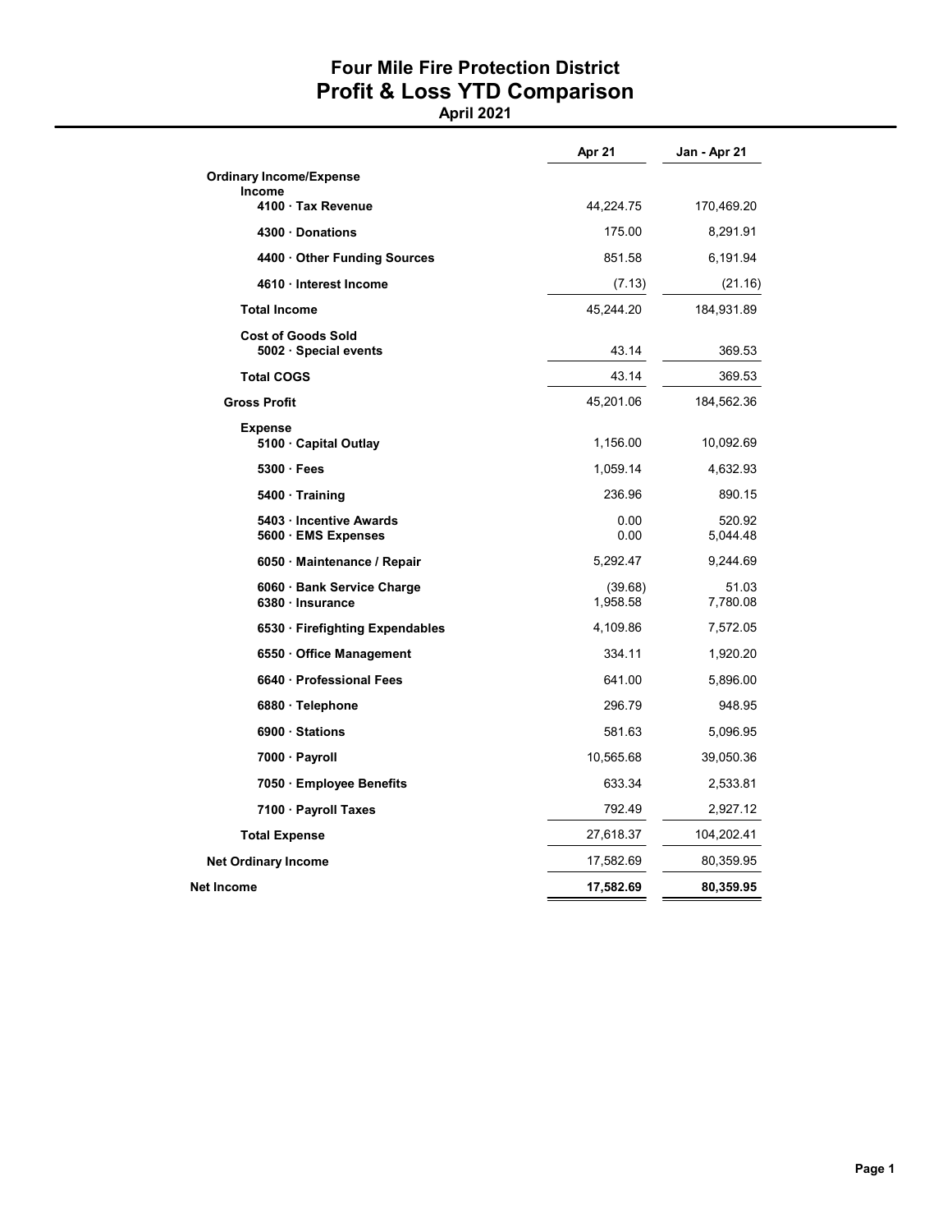# Four Mile Fire Protection District

## Profit & Loss YTD Comparison

**April 2021**

| | Apr 21 | Jan - Apr 21 |
|---|---|---|
| **Ordinary Income/Expense** | | |
| **Income** | | |
| **4100 · Tax Revenue** | 44,224.75 | 170,469.20 |
| **4300 · Donations** | 175.00 | 8,291.91 |
| **4400 · Other Funding Sources** | 851.58 | 6,191.94 |
| **4610 · Interest Income** | (7.13) | (21.16) |
| **Total Income** | 45,244.20 | 184,931.89 |
| **Cost of Goods Sold** | | |
| **5002 · Special events** | 43.14 | 369.53 |
| **Total COGS** | 43.14 | 369.53 |
| **Gross Profit** | 45,201.06 | 184,562.36 |
| **Expense** | | |
| **5100 · Capital Outlay** | 1,156.00 | 10,092.69 |
| **5300 · Fees** | 1,059.14 | 4,632.93 |
| **5400 · Training** | 236.96 | 890.15 |
| **5403 · Incentive Awards** | 0.00 | 520.92 |
| **5600 · EMS Expenses** | 0.00 | 5,044.48 |
| **6050 · Maintenance / Repair** | 5,292.47 | 9,244.69 |
| **6060 · Bank Service Charge** | (39.68) | 51.03 |
| **6380 · Insurance** | 1,958.58 | 7,780.08 |
| **6530 · Firefighting Expendables** | 4,109.86 | 7,572.05 |
| **6550 · Office Management** | 334.11 | 1,920.20 |
| **6640 · Professional Fees** | 641.00 | 5,896.00 |
| **6880 · Telephone** | 296.79 | 948.95 |
| **6900 · Stations** | 581.63 | 5,096.95 |
| **7000 · Payroll** | 10,565.68 | 39,050.36 |
| **7050 · Employee Benefits** | 633.34 | 2,533.81 |
| **7100 · Payroll Taxes** | 792.49 | 2,927.12 |
| **Total Expense** | 27,618.37 | 104,202.41 |
| **Net Ordinary Income** | 17,582.69 | 80,359.95 |
| **Net Income** | **17,582.69** | **80,359.95** |